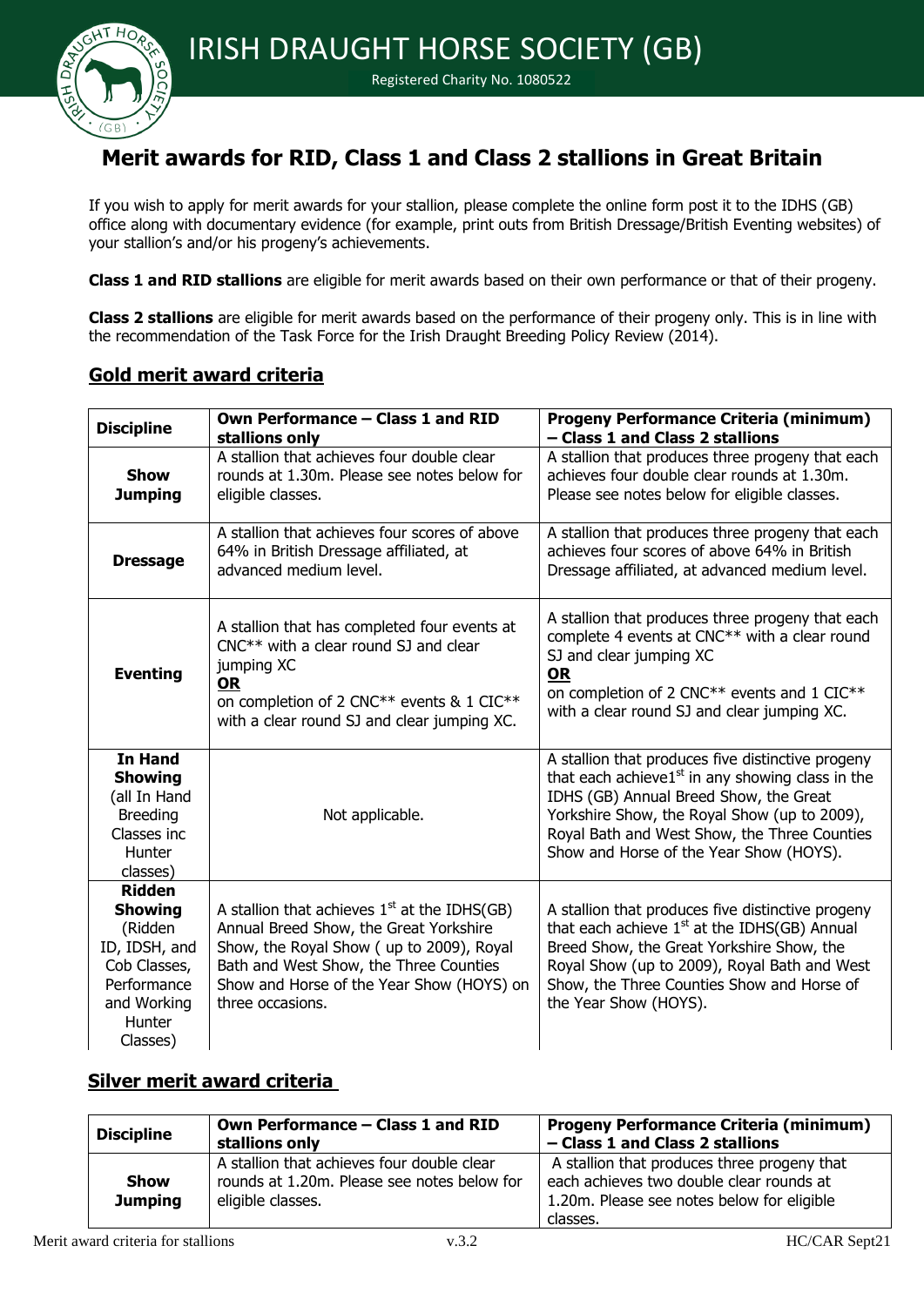# IRISH DRAUGHT HORSE SOCIETY (GB)

Registered Charity No. 1080522

## Merit awards for RID, Class 1 and Class 2 stallions in Great Britain

If you wish to apply for merit awards for your stallion, please complete the online form post it to the IDHS (GB) office along with documentary evidence (for example, print outs from British Dressage/British Eventing websites) of your stallion's and/or his progeny's achievements.

**Class 1 and RID stallions** are eligible for merit awards based on their own performance or that of their progeny.

**Class 2 stallions** are eligible for merit awards based on the performance of their progeny only. This is in line with the recommendation of the Task Force for the Irish Draught Breeding Policy Review (2014).

### Gold merit award criteria

| Discipline | Own Performance – Class 1 and RID stallions only | Progeny Performance Criteria (minimum) – Class 1 and Class 2 stallions |
|---|---|---|
| **Show Jumping** | A stallion that achieves four double clear rounds at 1.30m. Please see notes below for eligible classes. | A stallion that produces three progeny that each achieves four double clear rounds at 1.30m. Please see notes below for eligible classes. |
| **Dressage** | A stallion that achieves four scores of above 64% in British Dressage affiliated, at advanced medium level. | A stallion that produces three progeny that each achieves four scores of above 64% in British Dressage affiliated, at advanced medium level. |
| **Eventing** | A stallion that has completed four events at CNC** with a clear round SJ and clear jumping XC **OR** on completion of 2 CNC** events & 1 CIC** with a clear round SJ and clear jumping XC. | A stallion that produces three progeny that each complete 4 events at CNC** with a clear round SJ and clear jumping XC **OR** on completion of 2 CNC** events and 1 CIC** with a clear round SJ and clear jumping XC. |
| **In Hand Showing** (all In Hand Breeding Classes inc Hunter classes) | Not applicable. | A stallion that produces five distinctive progeny that each achieve1st in any showing class in the IDHS (GB) Annual Breed Show, the Great Yorkshire Show, the Royal Show (up to 2009), Royal Bath and West Show, the Three Counties Show and Horse of the Year Show (HOYS). |
| **Ridden Showing** (Ridden ID, IDSH, and Cob Classes, Performance and Working Hunter Classes) | A stallion that achieves 1st at the IDHS(GB) Annual Breed Show, the Great Yorkshire Show, the Royal Show ( up to 2009), Royal Bath and West Show, the Three Counties Show and Horse of the Year Show (HOYS) on three occasions. | A stallion that produces five distinctive progeny that each achieve 1st at the IDHS(GB) Annual Breed Show, the Great Yorkshire Show, the Royal Show (up to 2009), Royal Bath and West Show, the Three Counties Show and Horse of the Year Show (HOYS). |

### Silver merit award criteria

| Discipline | Own Performance – Class 1 and RID stallions only | Progeny Performance Criteria (minimum) – Class 1 and Class 2 stallions |
|---|---|---|
| **Show Jumping** | A stallion that achieves four double clear rounds at 1.20m. Please see notes below for eligible classes. | A stallion that produces three progeny that each achieves two double clear rounds at 1.20m. Please see notes below for eligible classes. |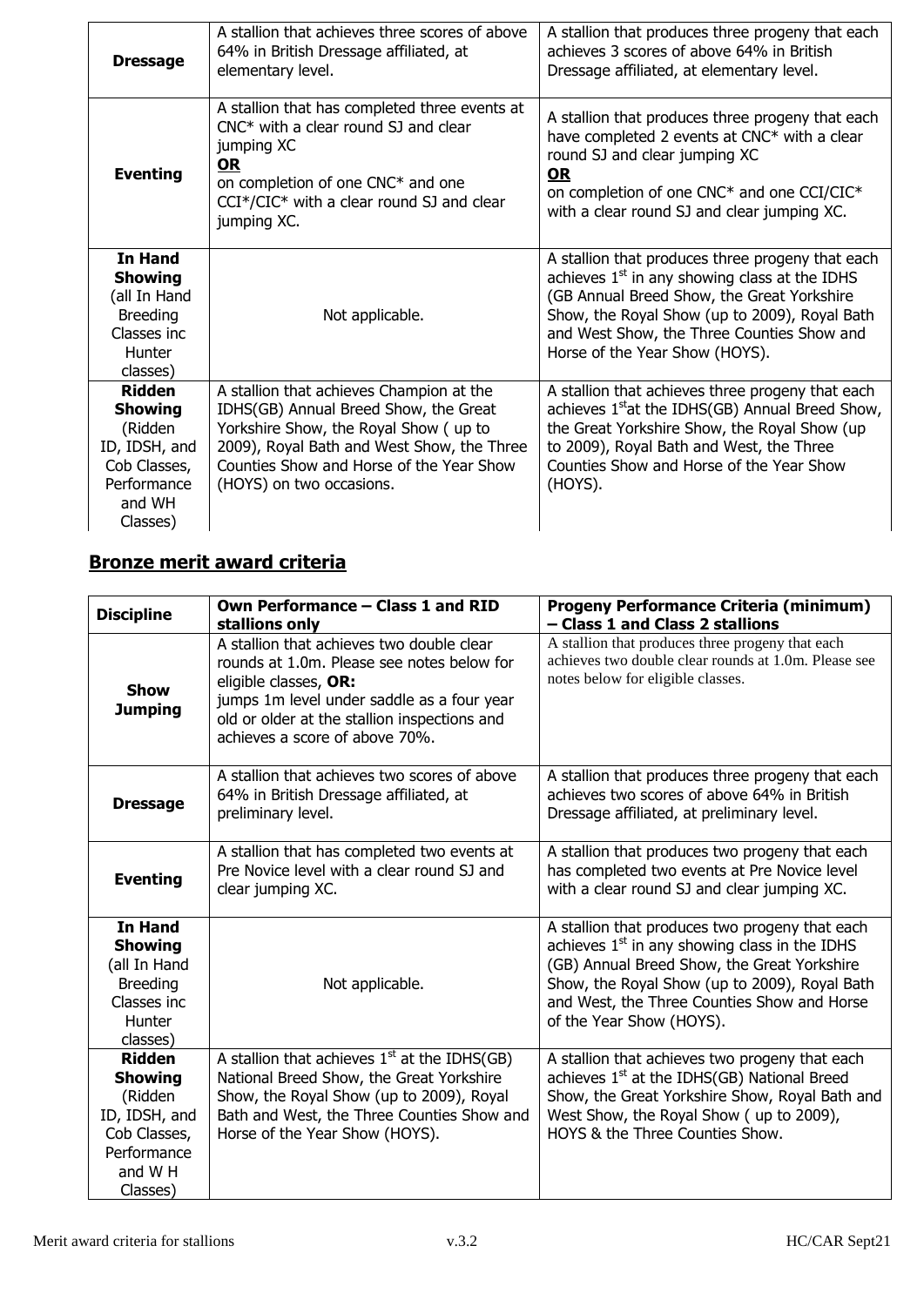| | | |
|---|---|---|
| **Dressage** | A stallion that achieves three scores of above 64% in British Dressage affiliated, at elementary level. | A stallion that produces three progeny that each achieves 3 scores of above 64% in British Dressage affiliated, at elementary level. |
| **Eventing** | A stallion that has completed three events at CNC* with a clear round SJ and clear jumping XC **OR** on completion of one CNC* and one CCI*/CIC* with a clear round SJ and clear jumping XC. | A stallion that produces three progeny that each have completed 2 events at CNC* with a clear round SJ and clear jumping XC **OR** on completion of one CNC* and one CCI/CIC* with a clear round SJ and clear jumping XC. |
| **In Hand Showing** (all In Hand Breeding Classes inc Hunter classes) | Not applicable. | A stallion that produces three progeny that each achieves 1st in any showing class at the IDHS (GB Annual Breed Show, the Great Yorkshire Show, the Royal Show (up to 2009), Royal Bath and West Show, the Three Counties Show and Horse of the Year Show (HOYS). |
| **Ridden Showing** (Ridden ID, IDSH, and Cob Classes, Performance and WH Classes) | A stallion that achieves Champion at the IDHS(GB) Annual Breed Show, the Great Yorkshire Show, the Royal Show ( up to 2009), Royal Bath and West Show, the Three Counties Show and Horse of the Year Show (HOYS) on two occasions. | A stallion that achieves three progeny that each achieves 1st at the IDHS(GB) Annual Breed Show, the Great Yorkshire Show, the Royal Show (up to 2009), Royal Bath and West, the Three Counties Show and Horse of the Year Show (HOYS). |

## Bronze merit award criteria

| Discipline | Own Performance – Class 1 and RID stallions only | Progeny Performance Criteria (minimum) – Class 1 and Class 2 stallions |
|---|---|---|
| **Show Jumping** | A stallion that achieves two double clear rounds at 1.0m. Please see notes below for eligible classes, **OR:** jumps 1m level under saddle as a four year old or older at the stallion inspections and achieves a score of above 70%. | A stallion that produces three progeny that each achieves two double clear rounds at 1.0m. Please see notes below for eligible classes. |
| **Dressage** | A stallion that achieves two scores of above 64% in British Dressage affiliated, at preliminary level. | A stallion that produces three progeny that each achieves two scores of above 64% in British Dressage affiliated, at preliminary level. |
| **Eventing** | A stallion that has completed two events at Pre Novice level with a clear round SJ and clear jumping XC. | A stallion that produces two progeny that each has completed two events at Pre Novice level with a clear round SJ and clear jumping XC. |
| **In Hand Showing** (all In Hand Breeding Classes inc Hunter classes) | Not applicable. | A stallion that produces two progeny that each achieves 1st in any showing class in the IDHS (GB) Annual Breed Show, the Great Yorkshire Show, the Royal Show (up to 2009), Royal Bath and West, the Three Counties Show and Horse of the Year Show (HOYS). |
| **Ridden Showing** (Ridden ID, IDSH, and Cob Classes, Performance and W H Classes) | A stallion that achieves 1st at the IDHS(GB) National Breed Show, the Great Yorkshire Show, the Royal Show (up to 2009), Royal Bath and West, the Three Counties Show and Horse of the Year Show (HOYS). | A stallion that achieves two progeny that each achieves 1st at the IDHS(GB) National Breed Show, the Great Yorkshire Show, Royal Bath and West Show, the Royal Show ( up to 2009), HOYS & the Three Counties Show. |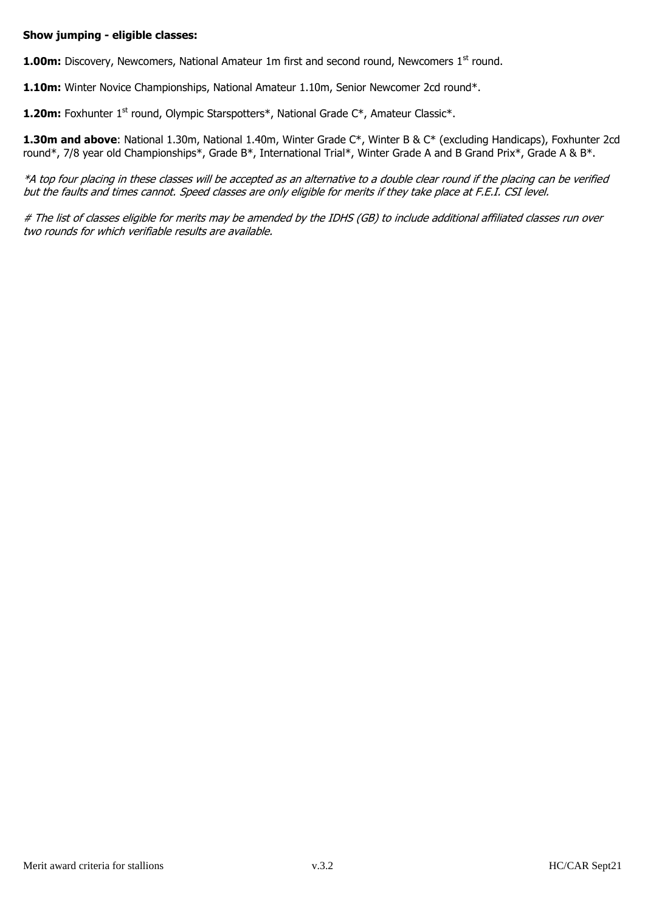**Show jumping - eligible classes:**

**1.00m:** Discovery, Newcomers, National Amateur 1m first and second round, Newcomers 1st round.

**1.10m:** Winter Novice Championships, National Amateur 1.10m, Senior Newcomer 2cd round*.

**1.20m:** Foxhunter 1st round, Olympic Starspotters*, National Grade C*, Amateur Classic*.

**1.30m and above**: National 1.30m, National 1.40m, Winter Grade C*, Winter B & C* (excluding Handicaps), Foxhunter 2cd round*, 7/8 year old Championships*, Grade B*, International Trial*, Winter Grade A and B Grand Prix*, Grade A & B*.

*\*A top four placing in these classes will be accepted as an alternative to a double clear round if the placing can be verified but the faults and times cannot. Speed classes are only eligible for merits if they take place at F.E.I. CSI level.*

*# The list of classes eligible for merits may be amended by the IDHS (GB) to include additional affiliated classes run over two rounds for which verifiable results are available.*